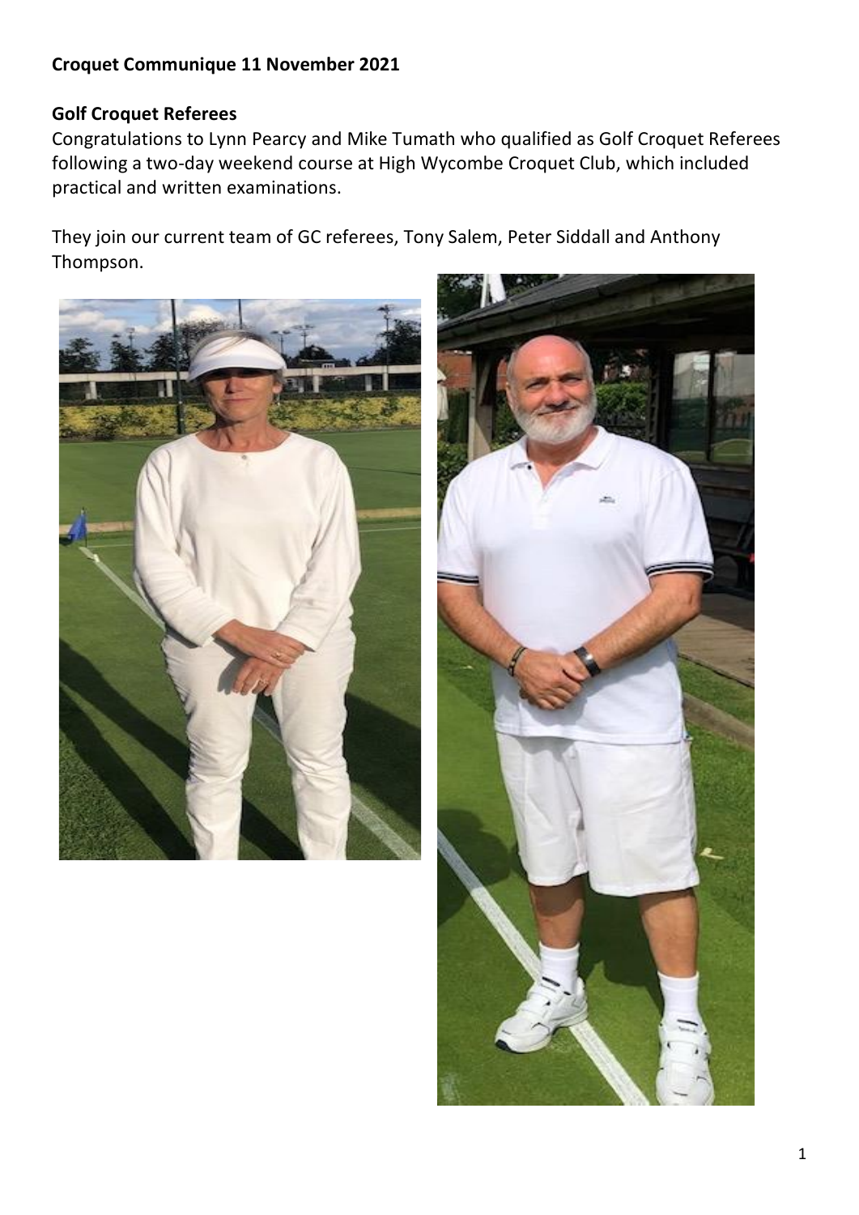**Croquet Communique 11 November 2021**

**Golf Croquet Referees**

Congratulations to Lynn Pearcy and Mike Tumath who qualified as Golf Croquet Referees following a two-day weekend course at High Wycombe Croquet Club, which included practical and written examinations.

They join our current team of GC referees, Tony Salem, Peter Siddall and Anthony Thompson.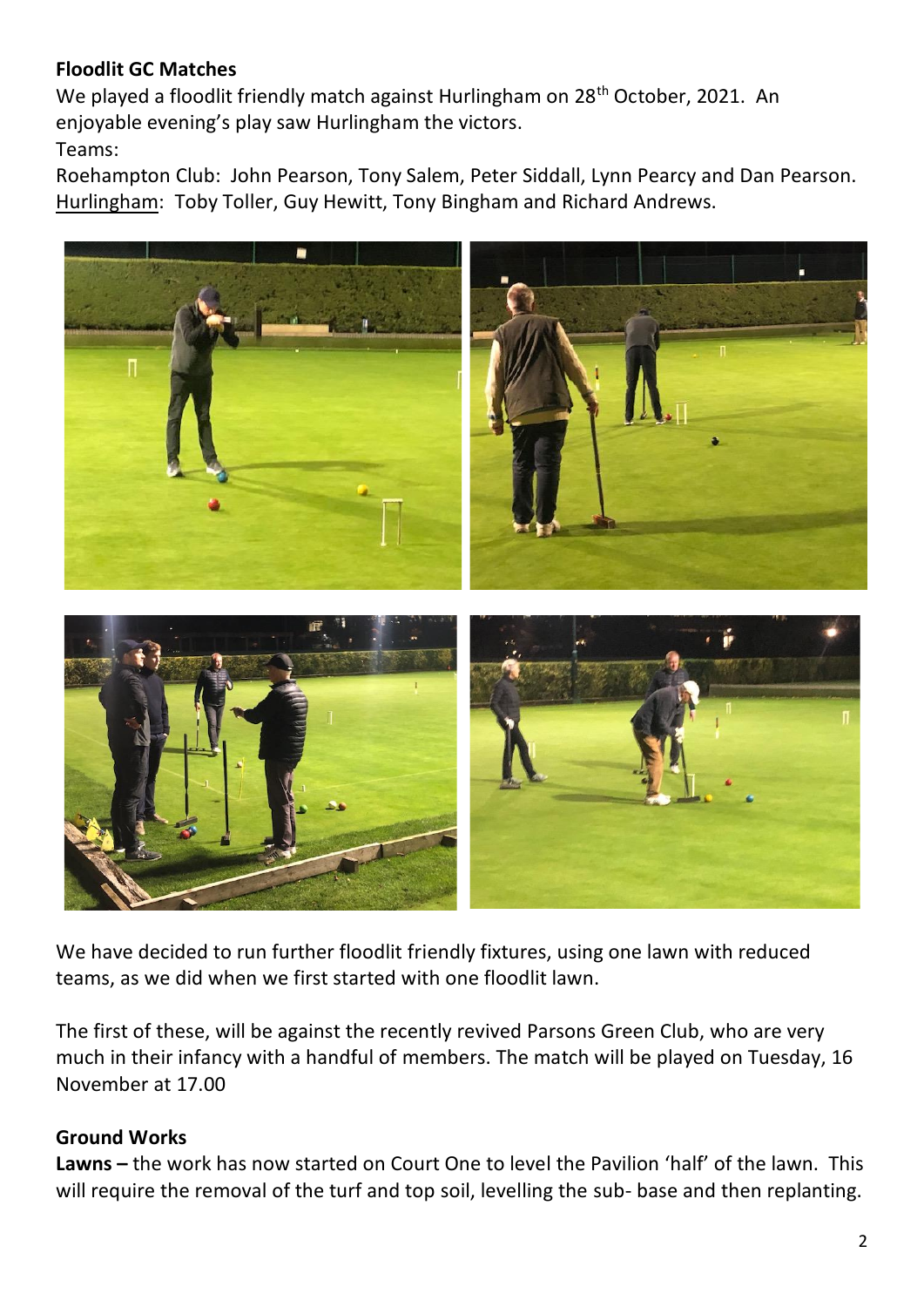**Floodlit GC Matches**

We played a floodlit friendly match against Hurlingham on 28th October, 2021. An enjoyable evening's play saw Hurlingham the victors.

Teams:

Roehampton Club: John Pearson, Tony Salem, Peter Siddall, Lynn Pearcy and Dan Pearson.
Hurlingham: Toby Toller, Guy Hewitt, Tony Bingham and Richard Andrews.

We have decided to run further floodlit friendly fixtures, using one lawn with reduced teams, as we did when we first started with one floodlit lawn.

The first of these, will be against the recently revived Parsons Green Club, who are very much in their infancy with a handful of members. The match will be played on Tuesday, 16 November at 17.00

**Ground Works**

**Lawns –** the work has now started on Court One to level the Pavilion 'half' of the lawn. This will require the removal of the turf and top soil, levelling the sub- base and then replanting.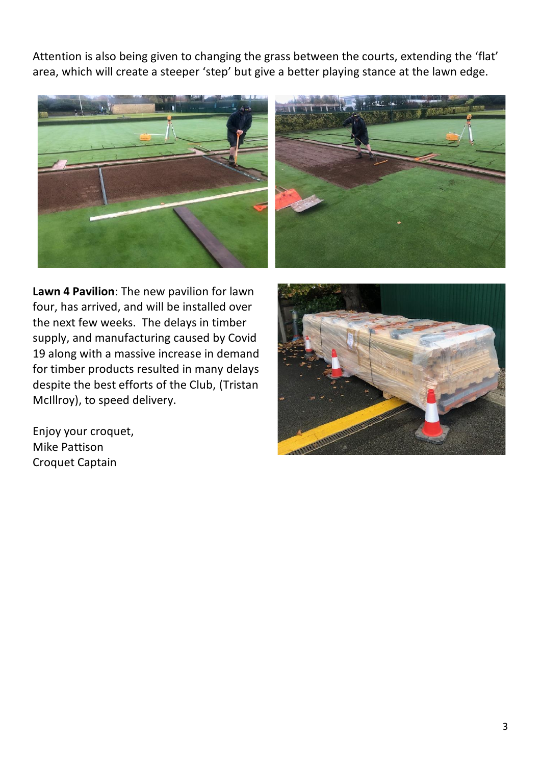Attention is also being given to changing the grass between the courts, extending the 'flat' area, which will create a steeper 'step' but give a better playing stance at the lawn edge.

**Lawn 4 Pavilion**: The new pavilion for lawn four, has arrived, and will be installed over the next few weeks. The delays in timber supply, and manufacturing caused by Covid 19 along with a massive increase in demand for timber products resulted in many delays despite the best efforts of the Club, (Tristan McIllroy), to speed delivery.

Enjoy your croquet,
Mike Pattison
Croquet Captain